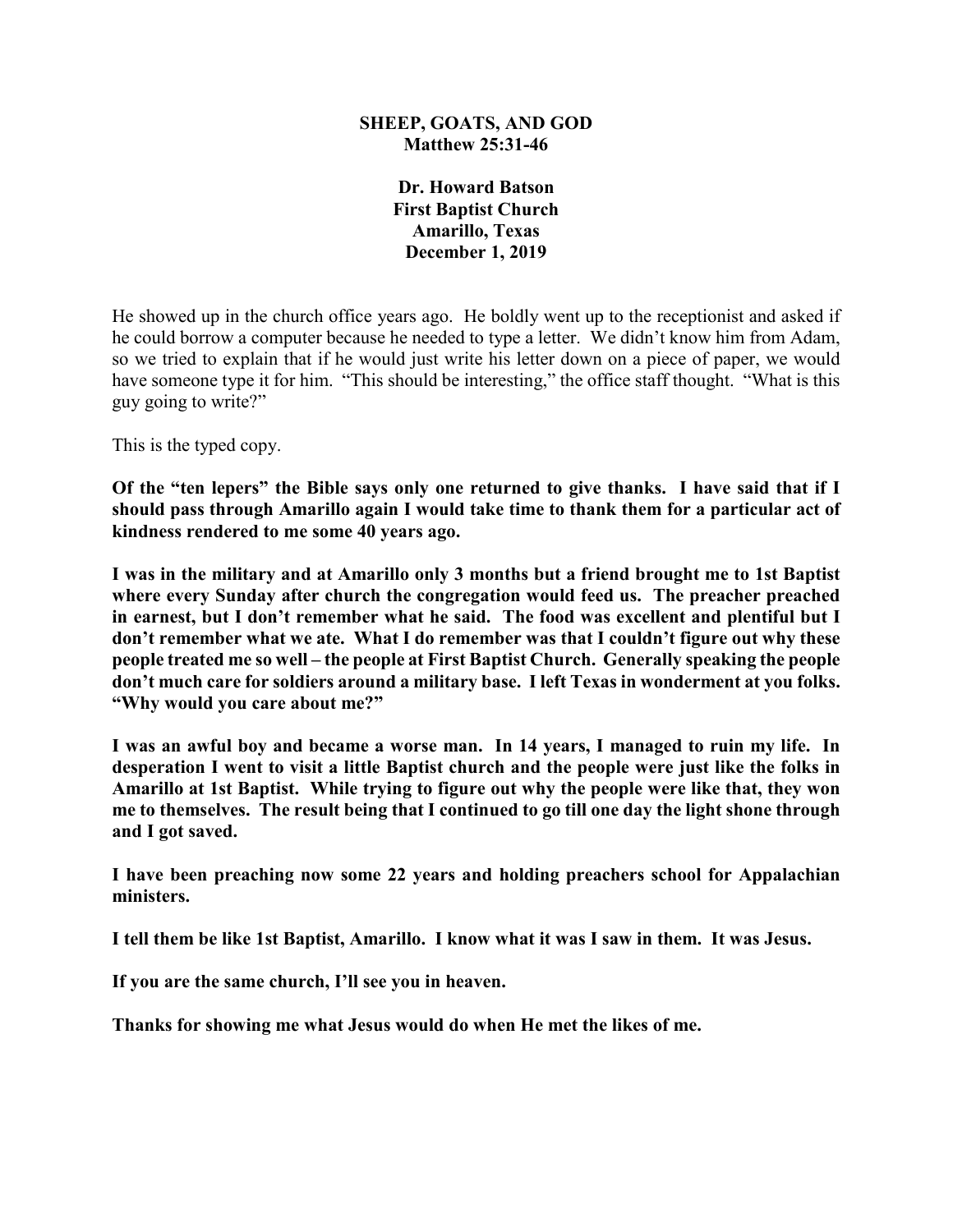# SHEEP, GOATS, AND GOD
## Matthew 25:31-46

**Dr. Howard Batson**
**First Baptist Church**
**Amarillo, Texas**
**December 1, 2019**

He showed up in the church office years ago. He boldly went up to the receptionist and asked if he could borrow a computer because he needed to type a letter. We didn't know him from Adam, so we tried to explain that if he would just write his letter down on a piece of paper, we would have someone type it for him. "This should be interesting," the office staff thought. "What is this guy going to write?"

This is the typed copy.

**Of the "ten lepers" the Bible says only one returned to give thanks. I have said that if I should pass through Amarillo again I would take time to thank them for a particular act of kindness rendered to me some 40 years ago.**

**I was in the military and at Amarillo only 3 months but a friend brought me to 1st Baptist where every Sunday after church the congregation would feed us. The preacher preached in earnest, but I don't remember what he said. The food was excellent and plentiful but I don't remember what we ate. What I do remember was that I couldn't figure out why these people treated me so well – the people at First Baptist Church. Generally speaking the people don't much care for soldiers around a military base. I left Texas in wonderment at you folks. "Why would you care about me?"**

**I was an awful boy and became a worse man. In 14 years, I managed to ruin my life. In desperation I went to visit a little Baptist church and the people were just like the folks in Amarillo at 1st Baptist. While trying to figure out why the people were like that, they won me to themselves. The result being that I continued to go till one day the light shone through and I got saved.**

**I have been preaching now some 22 years and holding preachers school for Appalachian ministers.**

**I tell them be like 1st Baptist, Amarillo. I know what it was I saw in them. It was Jesus.**

**If you are the same church, I'll see you in heaven.**

**Thanks for showing me what Jesus would do when He met the likes of me.**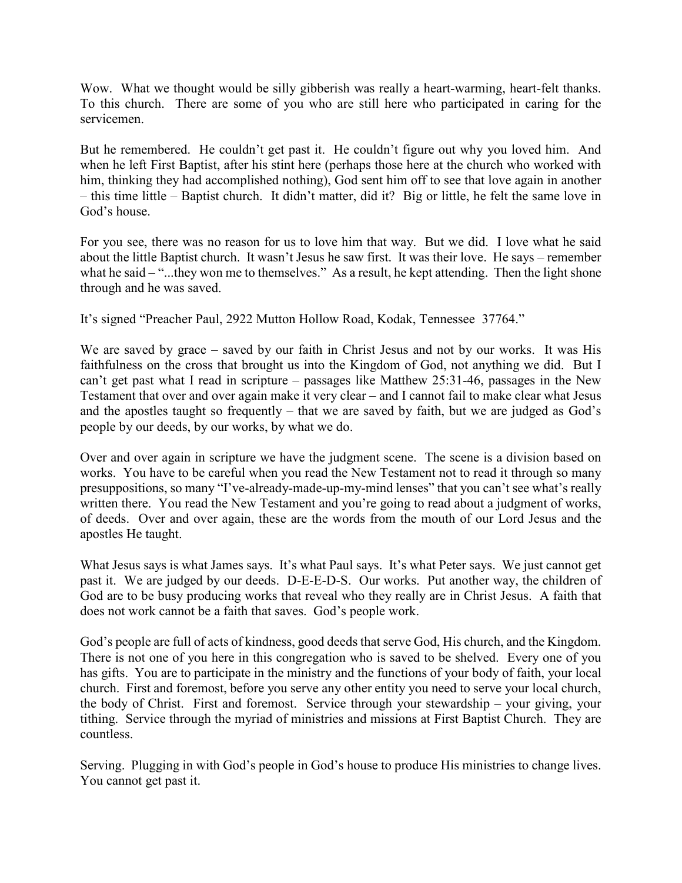Wow. What we thought would be silly gibberish was really a heart-warming, heart-felt thanks. To this church. There are some of you who are still here who participated in caring for the servicemen.

But he remembered. He couldn't get past it. He couldn't figure out why you loved him. And when he left First Baptist, after his stint here (perhaps those here at the church who worked with him, thinking they had accomplished nothing), God sent him off to see that love again in another – this time little – Baptist church. It didn't matter, did it? Big or little, he felt the same love in God's house.

For you see, there was no reason for us to love him that way. But we did. I love what he said about the little Baptist church. It wasn't Jesus he saw first. It was their love. He says – remember what he said – "...they won me to themselves." As a result, he kept attending. Then the light shone through and he was saved.

It's signed "Preacher Paul, 2922 Mutton Hollow Road, Kodak, Tennessee 37764."

We are saved by grace – saved by our faith in Christ Jesus and not by our works. It was His faithfulness on the cross that brought us into the Kingdom of God, not anything we did. But I can't get past what I read in scripture – passages like Matthew 25:31-46, passages in the New Testament that over and over again make it very clear – and I cannot fail to make clear what Jesus and the apostles taught so frequently – that we are saved by faith, but we are judged as God's people by our deeds, by our works, by what we do.

Over and over again in scripture we have the judgment scene. The scene is a division based on works. You have to be careful when you read the New Testament not to read it through so many presuppositions, so many "I've-already-made-up-my-mind lenses" that you can't see what's really written there. You read the New Testament and you're going to read about a judgment of works, of deeds. Over and over again, these are the words from the mouth of our Lord Jesus and the apostles He taught.

What Jesus says is what James says. It's what Paul says. It's what Peter says. We just cannot get past it. We are judged by our deeds. D-E-E-D-S. Our works. Put another way, the children of God are to be busy producing works that reveal who they really are in Christ Jesus. A faith that does not work cannot be a faith that saves. God's people work.

God's people are full of acts of kindness, good deeds that serve God, His church, and the Kingdom. There is not one of you here in this congregation who is saved to be shelved. Every one of you has gifts. You are to participate in the ministry and the functions of your body of faith, your local church. First and foremost, before you serve any other entity you need to serve your local church, the body of Christ. First and foremost. Service through your stewardship – your giving, your tithing. Service through the myriad of ministries and missions at First Baptist Church. They are countless.

Serving. Plugging in with God's people in God's house to produce His ministries to change lives. You cannot get past it.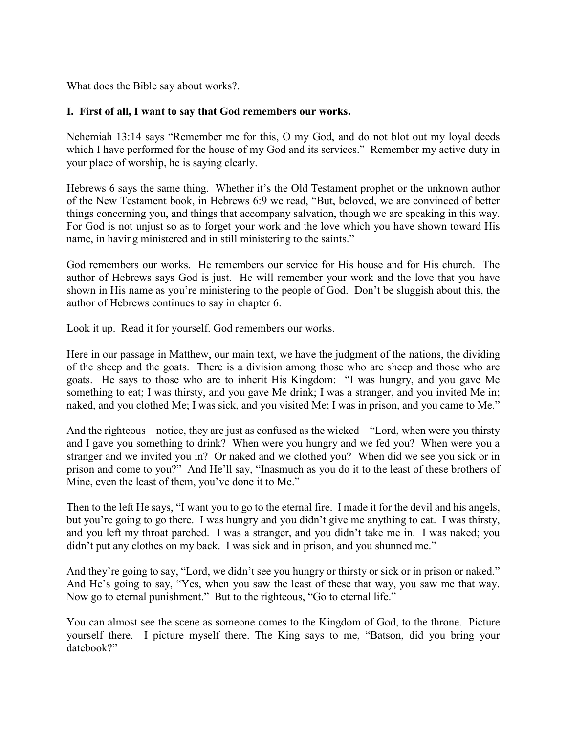What does the Bible say about works?.

**I. First of all, I want to say that God remembers our works.**

Nehemiah 13:14 says "Remember me for this, O my God, and do not blot out my loyal deeds which I have performed for the house of my God and its services." Remember my active duty in your place of worship, he is saying clearly.

Hebrews 6 says the same thing. Whether it's the Old Testament prophet or the unknown author of the New Testament book, in Hebrews 6:9 we read, "But, beloved, we are convinced of better things concerning you, and things that accompany salvation, though we are speaking in this way. For God is not unjust so as to forget your work and the love which you have shown toward His name, in having ministered and in still ministering to the saints."

God remembers our works. He remembers our service for His house and for His church. The author of Hebrews says God is just. He will remember your work and the love that you have shown in His name as you're ministering to the people of God. Don't be sluggish about this, the author of Hebrews continues to say in chapter 6.

Look it up. Read it for yourself. God remembers our works.

Here in our passage in Matthew, our main text, we have the judgment of the nations, the dividing of the sheep and the goats. There is a division among those who are sheep and those who are goats. He says to those who are to inherit His Kingdom: "I was hungry, and you gave Me something to eat; I was thirsty, and you gave Me drink; I was a stranger, and you invited Me in; naked, and you clothed Me; I was sick, and you visited Me; I was in prison, and you came to Me."

And the righteous – notice, they are just as confused as the wicked – "Lord, when were you thirsty and I gave you something to drink? When were you hungry and we fed you? When were you a stranger and we invited you in? Or naked and we clothed you? When did we see you sick or in prison and come to you?" And He'll say, "Inasmuch as you do it to the least of these brothers of Mine, even the least of them, you've done it to Me."

Then to the left He says, "I want you to go to the eternal fire. I made it for the devil and his angels, but you're going to go there. I was hungry and you didn't give me anything to eat. I was thirsty, and you left my throat parched. I was a stranger, and you didn't take me in. I was naked; you didn't put any clothes on my back. I was sick and in prison, and you shunned me."

And they're going to say, "Lord, we didn't see you hungry or thirsty or sick or in prison or naked." And He's going to say, "Yes, when you saw the least of these that way, you saw me that way. Now go to eternal punishment." But to the righteous, "Go to eternal life."

You can almost see the scene as someone comes to the Kingdom of God, to the throne. Picture yourself there. I picture myself there. The King says to me, "Batson, did you bring your datebook?"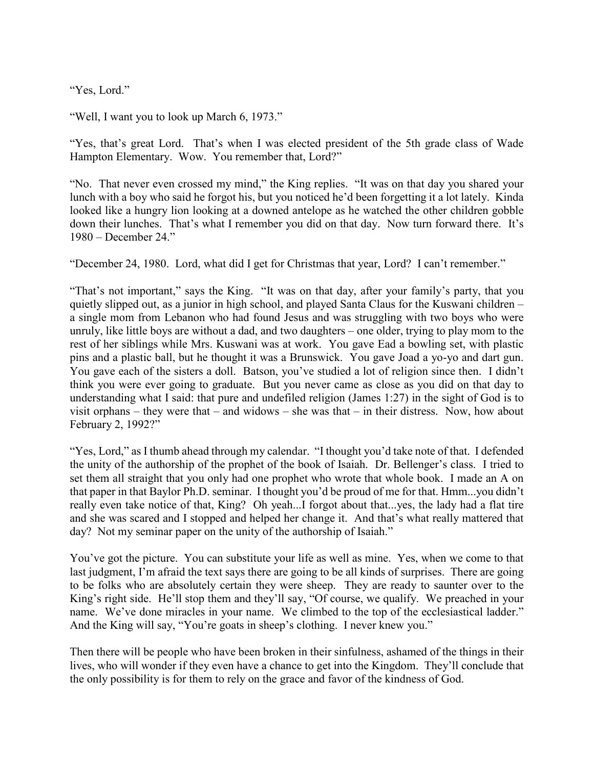"Yes, Lord."

"Well, I want you to look up March 6, 1973."

"Yes, that's great Lord. That's when I was elected president of the 5th grade class of Wade Hampton Elementary. Wow. You remember that, Lord?"

"No. That never even crossed my mind," the King replies. "It was on that day you shared your lunch with a boy who said he forgot his, but you noticed he'd been forgetting it a lot lately. Kinda looked like a hungry lion looking at a downed antelope as he watched the other children gobble down their lunches. That's what I remember you did on that day. Now turn forward there. It's 1980 – December 24."

"December 24, 1980. Lord, what did I get for Christmas that year, Lord? I can't remember."

"That's not important," says the King. "It was on that day, after your family's party, that you quietly slipped out, as a junior in high school, and played Santa Claus for the Kuswani children – a single mom from Lebanon who had found Jesus and was struggling with two boys who were unruly, like little boys are without a dad, and two daughters – one older, trying to play mom to the rest of her siblings while Mrs. Kuswani was at work. You gave Ead a bowling set, with plastic pins and a plastic ball, but he thought it was a Brunswick. You gave Joad a yo-yo and dart gun. You gave each of the sisters a doll. Batson, you've studied a lot of religion since then. I didn't think you were ever going to graduate. But you never came as close as you did on that day to understanding what I said: that pure and undefiled religion (James 1:27) in the sight of God is to visit orphans – they were that – and widows – she was that – in their distress. Now, how about February 2, 1992?"

"Yes, Lord," as I thumb ahead through my calendar. "I thought you'd take note of that. I defended the unity of the authorship of the prophet of the book of Isaiah. Dr. Bellenger's class. I tried to set them all straight that you only had one prophet who wrote that whole book. I made an A on that paper in that Baylor Ph.D. seminar. I thought you'd be proud of me for that. Hmm...you didn't really even take notice of that, King? Oh yeah...I forgot about that...yes, the lady had a flat tire and she was scared and I stopped and helped her change it. And that's what really mattered that day? Not my seminar paper on the unity of the authorship of Isaiah."

You've got the picture. You can substitute your life as well as mine. Yes, when we come to that last judgment, I'm afraid the text says there are going to be all kinds of surprises. There are going to be folks who are absolutely certain they were sheep. They are ready to saunter over to the King's right side. He'll stop them and they'll say, "Of course, we qualify. We preached in your name. We've done miracles in your name. We climbed to the top of the ecclesiastical ladder." And the King will say, "You're goats in sheep's clothing. I never knew you."

Then there will be people who have been broken in their sinfulness, ashamed of the things in their lives, who will wonder if they even have a chance to get into the Kingdom. They'll conclude that the only possibility is for them to rely on the grace and favor of the kindness of God.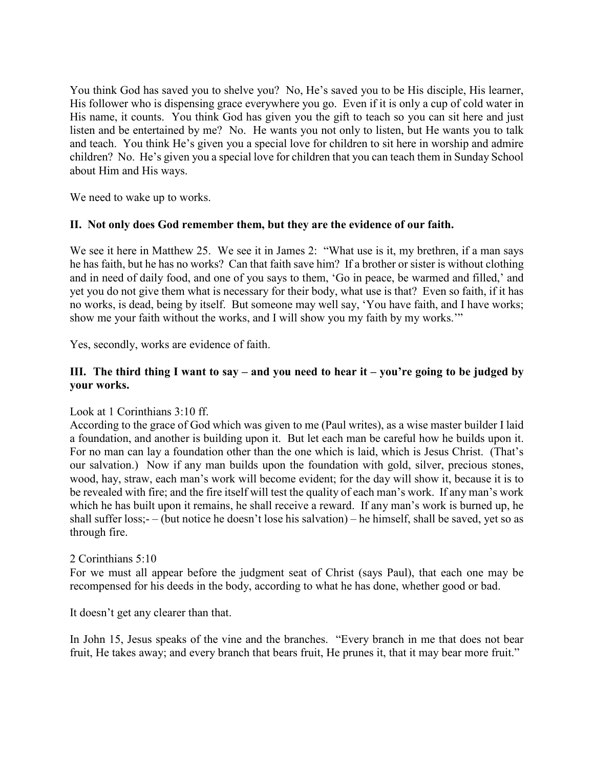You think God has saved you to shelve you? No, He's saved you to be His disciple, His learner, His follower who is dispensing grace everywhere you go. Even if it is only a cup of cold water in His name, it counts. You think God has given you the gift to teach so you can sit here and just listen and be entertained by me? No. He wants you not only to listen, but He wants you to talk and teach. You think He's given you a special love for children to sit here in worship and admire children? No. He's given you a special love for children that you can teach them in Sunday School about Him and His ways.

We need to wake up to works.

**II. Not only does God remember them, but they are the evidence of our faith.**

We see it here in Matthew 25. We see it in James 2: "What use is it, my brethren, if a man says he has faith, but he has no works? Can that faith save him? If a brother or sister is without clothing and in need of daily food, and one of you says to them, 'Go in peace, be warmed and filled,' and yet you do not give them what is necessary for their body, what use is that? Even so faith, if it has no works, is dead, being by itself. But someone may well say, 'You have faith, and I have works; show me your faith without the works, and I will show you my faith by my works.'"

Yes, secondly, works are evidence of faith.

**III. The third thing I want to say – and you need to hear it – you're going to be judged by your works.**

Look at 1 Corinthians 3:10 ff.
According to the grace of God which was given to me (Paul writes), as a wise master builder I laid a foundation, and another is building upon it. But let each man be careful how he builds upon it. For no man can lay a foundation other than the one which is laid, which is Jesus Christ. (That's our salvation.) Now if any man builds upon the foundation with gold, silver, precious stones, wood, hay, straw, each man's work will become evident; for the day will show it, because it is to be revealed with fire; and the fire itself will test the quality of each man's work. If any man's work which he has built upon it remains, he shall receive a reward. If any man's work is burned up, he shall suffer loss;- – (but notice he doesn't lose his salvation) – he himself, shall be saved, yet so as through fire.

2 Corinthians 5:10
For we must all appear before the judgment seat of Christ (says Paul), that each one may be recompensed for his deeds in the body, according to what he has done, whether good or bad.

It doesn't get any clearer than that.

In John 15, Jesus speaks of the vine and the branches. "Every branch in me that does not bear fruit, He takes away; and every branch that bears fruit, He prunes it, that it may bear more fruit."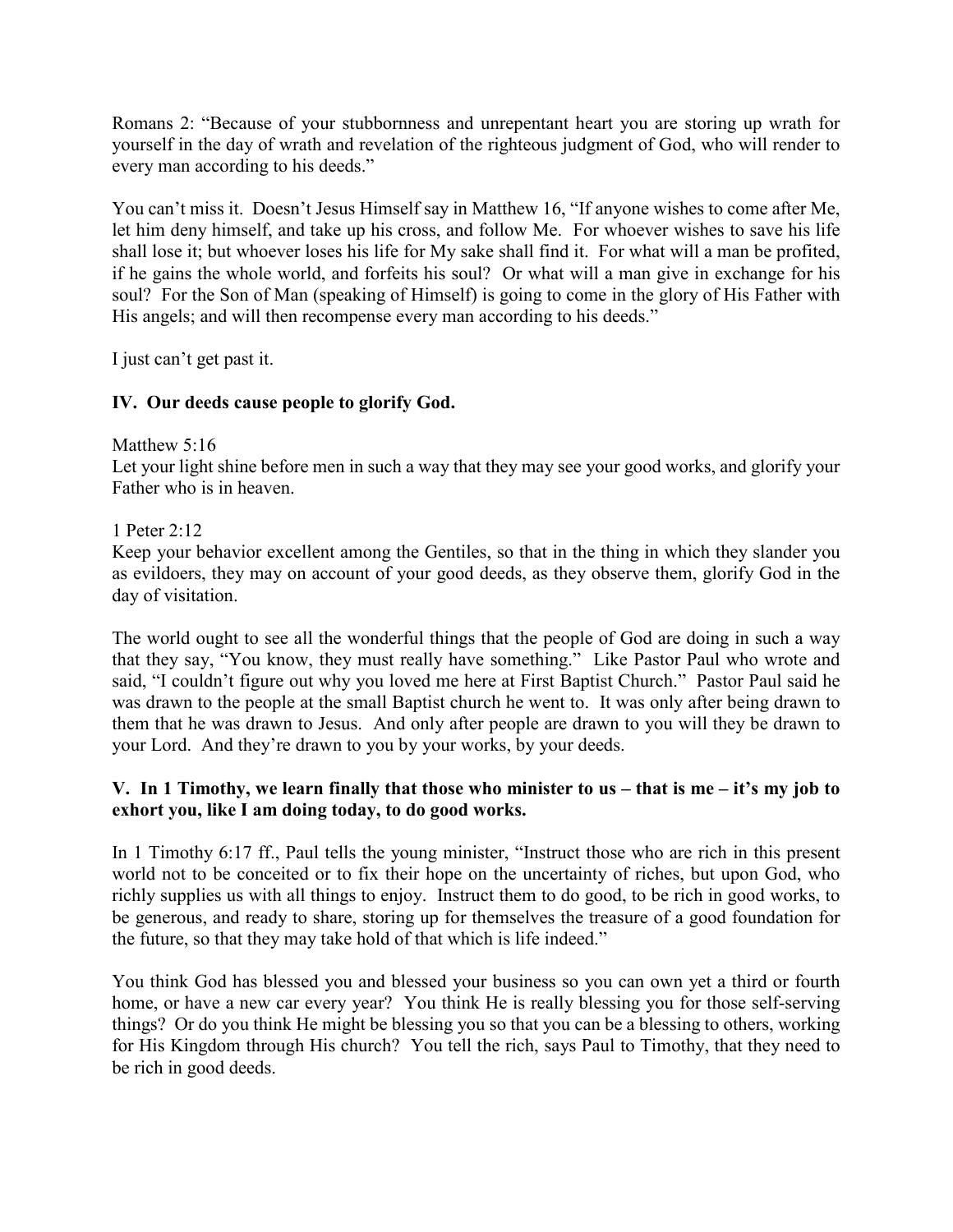Romans 2: "Because of your stubbornness and unrepentant heart you are storing up wrath for yourself in the day of wrath and revelation of the righteous judgment of God, who will render to every man according to his deeds."

You can't miss it. Doesn't Jesus Himself say in Matthew 16, "If anyone wishes to come after Me, let him deny himself, and take up his cross, and follow Me. For whoever wishes to save his life shall lose it; but whoever loses his life for My sake shall find it. For what will a man be profited, if he gains the whole world, and forfeits his soul? Or what will a man give in exchange for his soul? For the Son of Man (speaking of Himself) is going to come in the glory of His Father with His angels; and will then recompense every man according to his deeds."

I just can't get past it.

**IV. Our deeds cause people to glorify God.**

Matthew 5:16
Let your light shine before men in such a way that they may see your good works, and glorify your Father who is in heaven.

1 Peter 2:12
Keep your behavior excellent among the Gentiles, so that in the thing in which they slander you as evildoers, they may on account of your good deeds, as they observe them, glorify God in the day of visitation.

The world ought to see all the wonderful things that the people of God are doing in such a way that they say, "You know, they must really have something." Like Pastor Paul who wrote and said, "I couldn't figure out why you loved me here at First Baptist Church." Pastor Paul said he was drawn to the people at the small Baptist church he went to. It was only after being drawn to them that he was drawn to Jesus. And only after people are drawn to you will they be drawn to your Lord. And they're drawn to you by your works, by your deeds.

**V. In 1 Timothy, we learn finally that those who minister to us – that is me – it's my job to exhort you, like I am doing today, to do good works.**

In 1 Timothy 6:17 ff., Paul tells the young minister, "Instruct those who are rich in this present world not to be conceited or to fix their hope on the uncertainty of riches, but upon God, who richly supplies us with all things to enjoy. Instruct them to do good, to be rich in good works, to be generous, and ready to share, storing up for themselves the treasure of a good foundation for the future, so that they may take hold of that which is life indeed."

You think God has blessed you and blessed your business so you can own yet a third or fourth home, or have a new car every year? You think He is really blessing you for those self-serving things? Or do you think He might be blessing you so that you can be a blessing to others, working for His Kingdom through His church? You tell the rich, says Paul to Timothy, that they need to be rich in good deeds.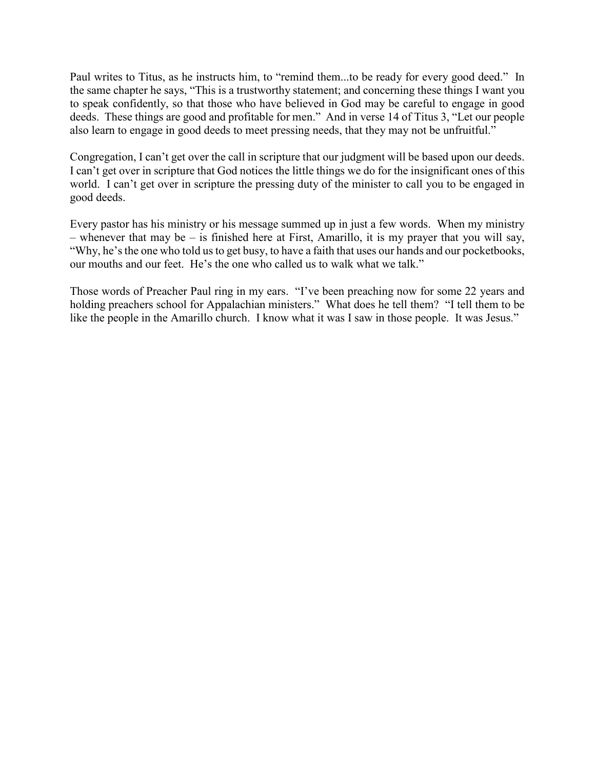Paul writes to Titus, as he instructs him, to "remind them...to be ready for every good deed." In the same chapter he says, "This is a trustworthy statement; and concerning these things I want you to speak confidently, so that those who have believed in God may be careful to engage in good deeds. These things are good and profitable for men." And in verse 14 of Titus 3, "Let our people also learn to engage in good deeds to meet pressing needs, that they may not be unfruitful."

Congregation, I can't get over the call in scripture that our judgment will be based upon our deeds. I can't get over in scripture that God notices the little things we do for the insignificant ones of this world. I can't get over in scripture the pressing duty of the minister to call you to be engaged in good deeds.

Every pastor has his ministry or his message summed up in just a few words. When my ministry – whenever that may be – is finished here at First, Amarillo, it is my prayer that you will say, "Why, he's the one who told us to get busy, to have a faith that uses our hands and our pocketbooks, our mouths and our feet. He's the one who called us to walk what we talk."

Those words of Preacher Paul ring in my ears. "I've been preaching now for some 22 years and holding preachers school for Appalachian ministers." What does he tell them? "I tell them to be like the people in the Amarillo church. I know what it was I saw in those people. It was Jesus."